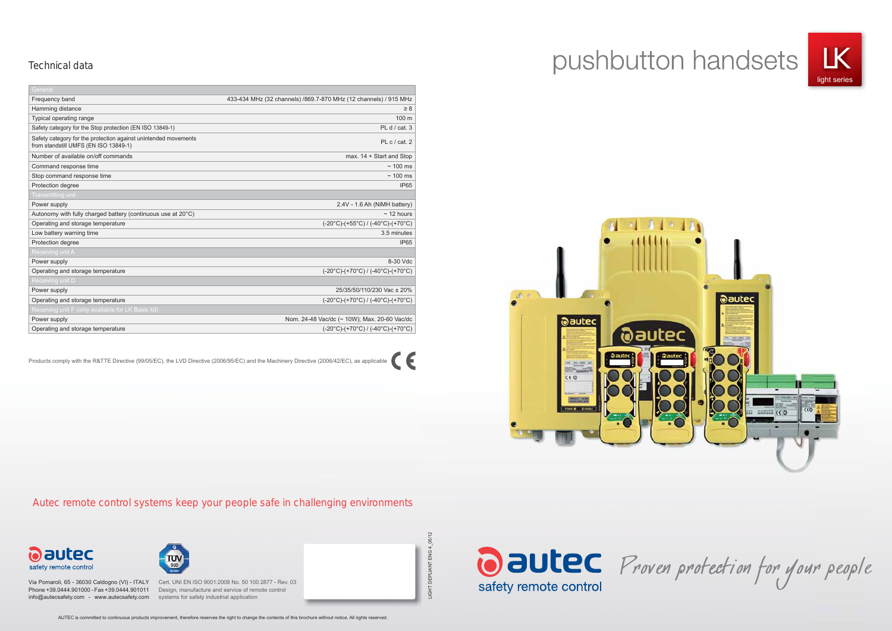# pushbutton handsets

LK light series

## Technical data

| General | |
|---|---|
| Frequency band | 433-434 MHz (32 channels) /869.7-870 MHz (12 channels) / 915 MHz |
| Hamming distance | ≥ 8 |
| Typical operating range | 100 m |
| Safety category for the Stop protection (EN ISO 13849-1) | PL d / cat. 3 |
| Safety category for the protection against unintended movements from standstill UMFS (EN ISO 13849-1) | PL c / cat. 2 |
| Number of available on/off commands | max. 14 + Start and Stop |
| Command response time | ~ 100 ms |
| Stop command response time | ~ 100 ms |
| Protection degree | IP65 |
| **Transmitting unit** | |
| Power supply | 2.4V - 1.6 Ah (NiMH battery) |
| Autonomy with fully charged battery (continuous use at 20°C) | ~ 12 hours |
| Operating and storage temperature | (-20°C)-(+55°C) / (-40°C)-(+70°C) |
| Low battery warning time | 3.5 minutes |
| Protection degree | IP65 |
| **Receiving unit A** | |
| Power supply | 8-30 Vdc |
| Operating and storage temperature | (-20°C)-(+70°C) / (-40°C)-(+70°C) |
| **Receiving unit D** | |
| Power supply | 25/35/50/110/230 Vac ± 20% |
| Operating and storage temperature | (-20°C)-(+70°C) / (-40°C)-(+70°C) |
| **Receiving unit F (only available for LK Basic kit)** | |
| Power supply | Nom. 24-48 Vac/dc (~ 10W); Max. 20-60 Vac/dc |
| Operating and storage temperature | (-20°C)-(+70°C) / (-40°C)-(+70°C) |

Products comply with the R&TTE Directive (99/05/EC), the LVD Directive (2006/95/EC) and the Machinery Directive (2006/42/EC), as applicable CE

Autec remote control systems keep your people safe in challenging environments

autec safety remote control

Via Pomaroli, 65 - 36030 Caldogno (VI) - ITALY
Phone +39.0444.901000 - Fax +39.0444.901011
info@autecsafety.com - www.autecsafety.com

Cert. UNI EN ISO 9001:2008 No. 50 100 2877 - Rev. 03
Design, manufacture and service of remote control systems for safety industrial application

LIGHT DEPLIANT ENG 4_05/12

autec safety remote control — *Proven protection for your people*

AUTEC is committed to continuous products improvement, therefore reserves the right to change the contents of this brochure without notice. All rights reserved.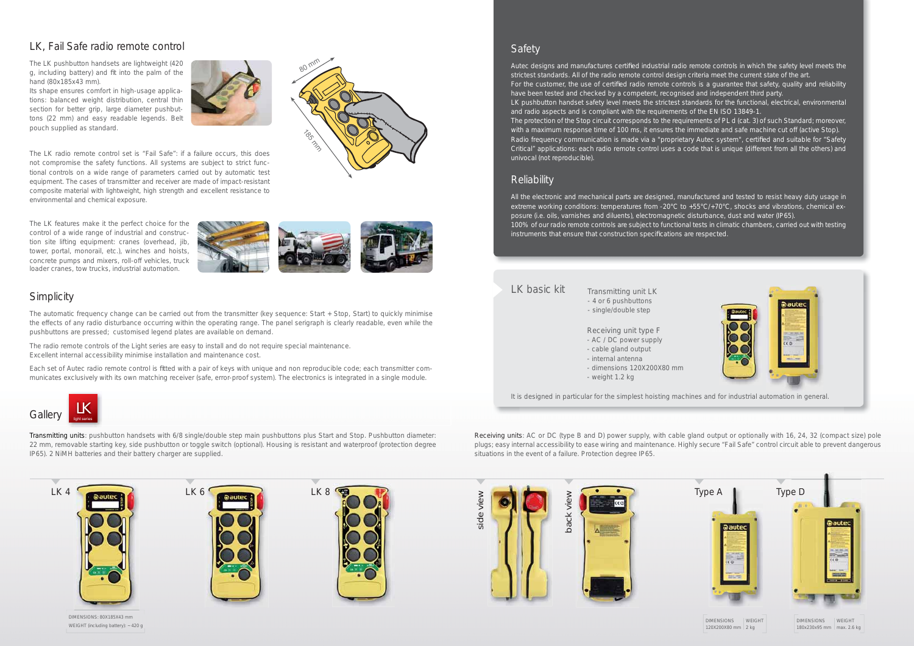## LK, Fail Safe radio remote control

The LK pushbutton handsets are lightweight (420 g, including battery) and fit into the palm of the hand (80x185x43 mm).
Its shape ensures comfort in high-usage applications: balanced weight distribution, central thin section for better grip, large diameter pushbuttons (22 mm) and easy readable legends. Belt pouch supplied as standard.

80 mm

185 mm

The LK radio remote control set is "Fail Safe": if a failure occurs, this does not compromise the safety functions. All systems are subject to strict functional controls on a wide range of parameters carried out by automatic test equipment. The cases of transmitter and receiver are made of impact-resistant composite material with lightweight, high strength and excellent resistance to environmental and chemical exposure.

The LK features make it the perfect choice for the control of a wide range of industrial and construction site lifting equipment: cranes (overhead, jib, tower, portal, monorail, etc.), winches and hoists, concrete pumps and mixers, roll-off vehicles, truck loader cranes, tow trucks, industrial automation.

## Simplicity

The automatic frequency change can be carried out from the transmitter (key sequence: Start + Stop, Start) to quickly minimise the effects of any radio disturbance occurring within the operating range. The panel serigraph is clearly readable, even while the pushbuttons are pressed; customised legend plates are available on demand.

The radio remote controls of the Light series are easy to install and do not require special maintenance.
Excellent internal accessibility minimise installation and maintenance cost.

Each set of Autec radio remote control is fitted with a pair of keys with unique and non reproducible code; each transmitter communicates exclusively with its own matching receiver (safe, error-proof system). The electronics is integrated in a single module.

## Safety

Autec designs and manufactures certified industrial radio remote controls in which the safety level meets the strictest standards. All of the radio remote control design criteria meet the current state of the art.
For the customer, the use of certified radio remote controls is a guarantee that safety, quality and reliability have been tested and checked by a competent, recognised and independent third party.
LK pushbutton handset safety level meets the strictest standards for the functional, electrical, environmental and radio aspects and is compliant with the requirements of the EN ISO 13849-1.
The protection of the Stop circuit corresponds to the requirements of PL d (cat. 3) of such Standard; moreover, with a maximum response time of 100 ms, it ensures the immediate and safe machine cut off (active Stop).
Radio frequency communication is made via a "proprietary Autec system", certified and suitable for "Safety Critical" applications: each radio remote control uses a code that is unique (different from all the others) and univocal (not reproducible).

## Reliability

All the electronic and mechanical parts are designed, manufactured and tested to resist heavy duty usage in extreme working conditions: temperatures from -20°C to +55°C/+70°C, shocks and vibrations, chemical exposure (i.e. oils, varnishes and diluents), electromagnetic disturbance, dust and water (IP65).
100% of our radio remote controls are subject to functional tests in climatic chambers, carried out with testing instruments that ensure that construction specifications are respected.

## LK basic kit

Transmitting unit LK
- 4 or 6 pushbuttons
- single/double step

Receiving unit type F
- AC / DC power supply
- cable gland output
- internal antenna
- dimensions 120X200X80 mm
- weight 1.2 kg

It is designed in particular for the simplest hoisting machines and for industrial automation in general.

## Gallery LK light series

Transmitting units: pushbutton handsets with 6/8 single/double step main pushbuttons plus Start and Stop. Pushbutton diameter: 22 mm, removable starting key, side pushbutton or toggle switch (optional). Housing is resistant and waterproof (protection degree IP65). 2 NiMH batteries and their battery charger are supplied.

Receiving units: AC or DC (type B and D) power supply, with cable gland output or optionally with 16, 24, 32 (compact size) pole plugs; easy internal accessibility to ease wiring and maintenance. Highly secure "Fail Safe" control circuit able to prevent dangerous situations in the event of a failure. Protection degree IP65.

LK 4 | LK 6 | LK 8 | side view | back view | Type A | Type D

DIMENSIONS: 80X185X43 mm
WEIGHT (including battery): ~420 g

Type A — DIMENSIONS: 120X200X80 mm | WEIGHT: 2 kg

Type D — DIMENSIONS: 180x230x95 mm | WEIGHT: max. 2.6 kg